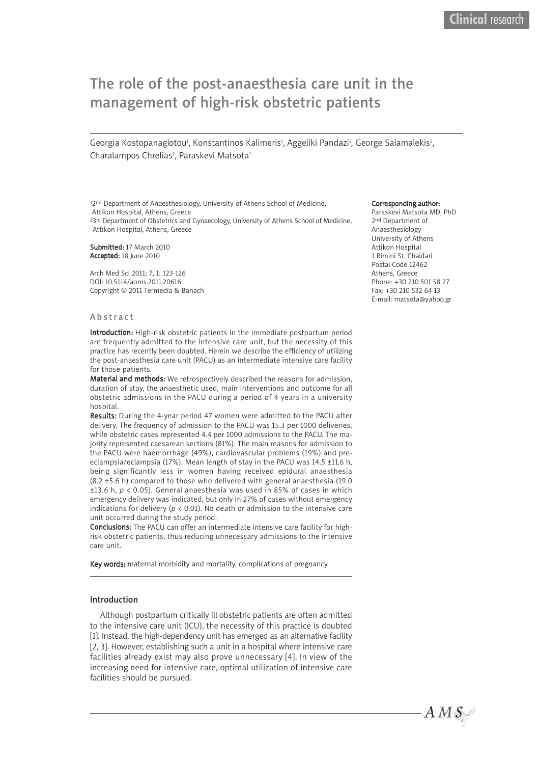Clinical research

# The role of the post-anaesthesia care unit in the management of high-risk obstetric patients

Georgia Kostopanagiotou[1], Konstantinos Kalimeris[1], Aggeliki Pandazi[1], George Salamalekis[2], Charalampos Chrelias[2], Paraskevi Matsota[1]

[1]2nd Department of Anaesthesiology, University of Athens School of Medicine, Attikon Hospital, Athens, Greece
[2]3rd Department of Obstetrics and Gynaecology, University of Athens School of Medicine, Attikon Hospital, Athens, Greece

**Submitted:** 17 March 2010
**Accepted:** 18 June 2010

Arch Med Sci 2011; 7, 1: 123-126
DOI: 10.5114/aoms.2011.20616
Copyright © 2011 Termedia & Banach

**Corresponding author:**
Paraskevi Matsota MD, PhD
2nd Department of Anaesthesiology
University of Athens
Attikon Hospital
1 Rimini St, Chaidari
Postal Code 12462
Athens, Greece
Phone: +30 210 501 58 27
Fax: +30 210 532 64 13
E-mail: matsota@yahoo.gr

## Abstract

**Introduction:** High-risk obstetric patients in the immediate postpartum period are frequently admitted to the intensive care unit, but the necessity of this practice has recently been doubted. Herein we describe the efficiency of utilizing the post-anaesthesia care unit (PACU) as an intermediate intensive care facility for those patients.

**Material and methods:** We retrospectively described the reasons for admission, duration of stay, the anaesthetic used, main interventions and outcome for all obstetric admissions in the PACU during a period of 4 years in a university hospital.

**Results:** During the 4-year period 47 women were admitted to the PACU after delivery. The frequency of admission to the PACU was 15.3 per 1000 deliveries, while obstetric cases represented 4.4 per 1000 admissions to the PACU. The majority represented caesarean sections (81%). The main reasons for admission to the PACU were haemorrhage (49%), cardiovascular problems (19%) and pre-eclampsia/eclampsia (17%). Mean length of stay in the PACU was 14.5 ±11.6 h, being significantly less in women having received epidural anaesthesia (8.2 ±5.6 h) compared to those who delivered with general anaesthesia (19.0 ±13.6 h, $p < 0.05$). General anaesthesia was used in 85% of cases in which emergency delivery was indicated, but only in 27% of cases without emergency indications for delivery ($p < 0.01$). No death or admission to the intensive care unit occurred during the study period.

**Conclusions:** The PACU can offer an intermediate intensive care facility for high-risk obstetric patients, thus reducing unnecessary admissions to the intensive care unit.

**Key words:** maternal morbidity and mortality, complications of pregnancy.

## Introduction

Although postpartum critically ill obstetric patients are often admitted to the intensive care unit (ICU), the necessity of this practice is doubted [1]. Instead, the high-dependency unit has emerged as an alternative facility [2, 3]. However, establishing such a unit in a hospital where intensive care facilities already exist may also prove unnecessary [4]. In view of the increasing need for intensive care, optimal utilization of intensive care facilities should be pursued.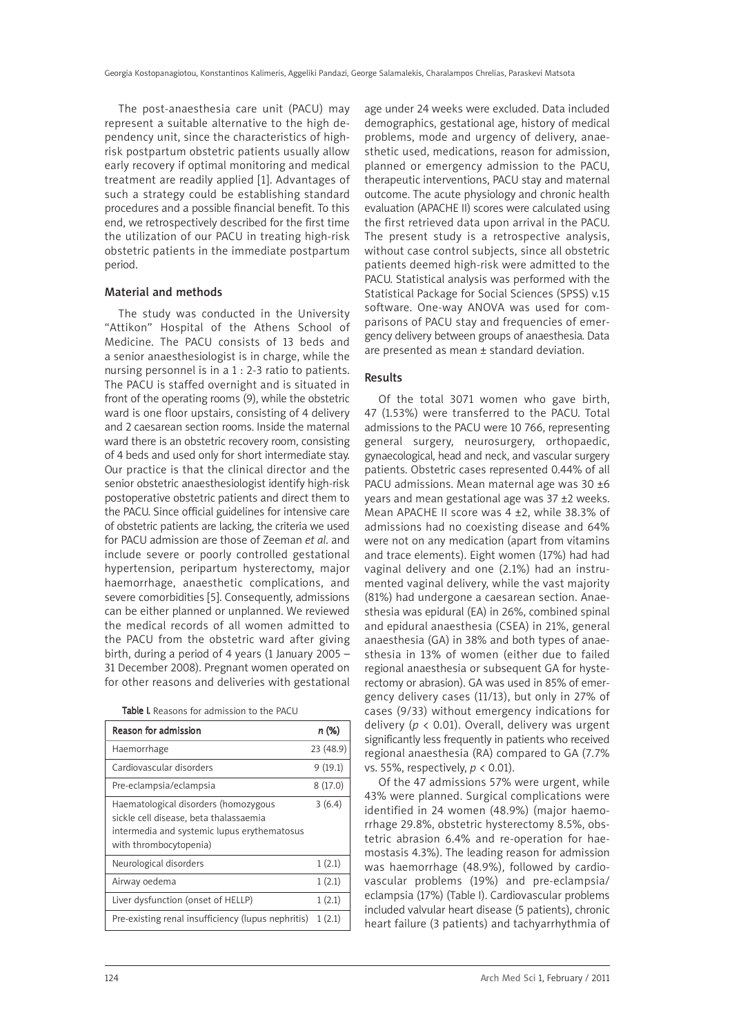The post-anaesthesia care unit (PACU) may represent a suitable alternative to the high dependency unit, since the characteristics of high-risk postpartum obstetric patients usually allow early recovery if optimal monitoring and medical treatment are readily applied [1]. Advantages of such a strategy could be establishing standard procedures and a possible financial benefit. To this end, we retrospectively described for the first time the utilization of our PACU in treating high-risk obstetric patients in the immediate postpartum period.

## Material and methods

The study was conducted in the University "Attikon" Hospital of the Athens School of Medicine. The PACU consists of 13 beds and a senior anaesthesiologist is in charge, while the nursing personnel is in a 1 : 2-3 ratio to patients. The PACU is staffed overnight and is situated in front of the operating rooms (9), while the obstetric ward is one floor upstairs, consisting of 4 delivery and 2 caesarean section rooms. Inside the maternal ward there is an obstetric recovery room, consisting of 4 beds and used only for short intermediate stay. Our practice is that the clinical director and the senior obstetric anaesthesiologist identify high-risk postoperative obstetric patients and direct them to the PACU. Since official guidelines for intensive care of obstetric patients are lacking, the criteria we used for PACU admission are those of Zeeman *et al*. and include severe or poorly controlled gestational hypertension, peripartum hysterectomy, major haemorrhage, anaesthetic complications, and severe comorbidities [5]. Consequently, admissions can be either planned or unplanned. We reviewed the medical records of all women admitted to the PACU from the obstetric ward after giving birth, during a period of 4 years (1 January 2005 – 31 December 2008). Pregnant women operated on for other reasons and deliveries with gestational age under 24 weeks were excluded. Data included demographics, gestational age, history of medical problems, mode and urgency of delivery, anaesthetic used, medications, reason for admission, planned or emergency admission to the PACU, therapeutic interventions, PACU stay and maternal outcome. The acute physiology and chronic health evaluation (APACHE II) scores were calculated using the first retrieved data upon arrival in the PACU. The present study is a retrospective analysis, without case control subjects, since all obstetric patients deemed high-risk were admitted to the PACU. Statistical analysis was performed with the Statistical Package for Social Sciences (SPSS) v.15 software. One-way ANOVA was used for comparisons of PACU stay and frequencies of emergency delivery between groups of anaesthesia. Data are presented as mean ± standard deviation.

## Results

Of the total 3071 women who gave birth, 47 (1.53%) were transferred to the PACU. Total admissions to the PACU were 10 766, representing general surgery, neurosurgery, orthopaedic, gynaecological, head and neck, and vascular surgery patients. Obstetric cases represented 0.44% of all PACU admissions. Mean maternal age was 30 ±6 years and mean gestational age was 37 ±2 weeks. Mean APACHE II score was 4 ±2, while 38.3% of admissions had no coexisting disease and 64% were not on any medication (apart from vitamins and trace elements). Eight women (17%) had had vaginal delivery and one (2.1%) had an instrumented vaginal delivery, while the vast majority (81%) had undergone a caesarean section. Anaesthesia was epidural (EA) in 26%, combined spinal and epidural anaesthesia (CSEA) in 21%, general anaesthesia (GA) in 38% and both types of anaesthesia in 13% of women (either due to failed regional anaesthesia or subsequent GA for hysterectomy or abrasion). GA was used in 85% of emergency delivery cases (11/13), but only in 27% of cases (9/33) without emergency indications for delivery ($p < 0.01$). Overall, delivery was urgent significantly less frequently in patients who received regional anaesthesia (RA) compared to GA (7.7% vs. 55%, respectively, $p < 0.01$).

Of the 47 admissions 57% were urgent, while 43% were planned. Surgical complications were identified in 24 women (48.9%) (major haemorrhage 29.8%, obstetric hysterectomy 8.5%, obstetric abrasion 6.4% and re-operation for haemostasis 4.3%). The leading reason for admission was haemorrhage (48.9%), followed by cardiovascular problems (19%) and pre-eclampsia/eclampsia (17%) (Table I). Cardiovascular problems included valvular heart disease (5 patients), chronic heart failure (3 patients) and tachyarrhythmia of

**Table I.** Reasons for admission to the PACU

| Reason for admission | *n* (%) |
|---|---|
| Haemorrhage | 23 (48.9) |
| Cardiovascular disorders | 9 (19.1) |
| Pre-eclampsia/eclampsia | 8 (17.0) |
| Haematological disorders (homozygous sickle cell disease, beta thalassaemia intermedia and systemic lupus erythematosus with thrombocytopenia) | 3 (6.4) |
| Neurological disorders | 1 (2.1) |
| Airway oedema | 1 (2.1) |
| Liver dysfunction (onset of HELLP) | 1 (2.1) |
| Pre-existing renal insufficiency (lupus nephritis) | 1 (2.1) |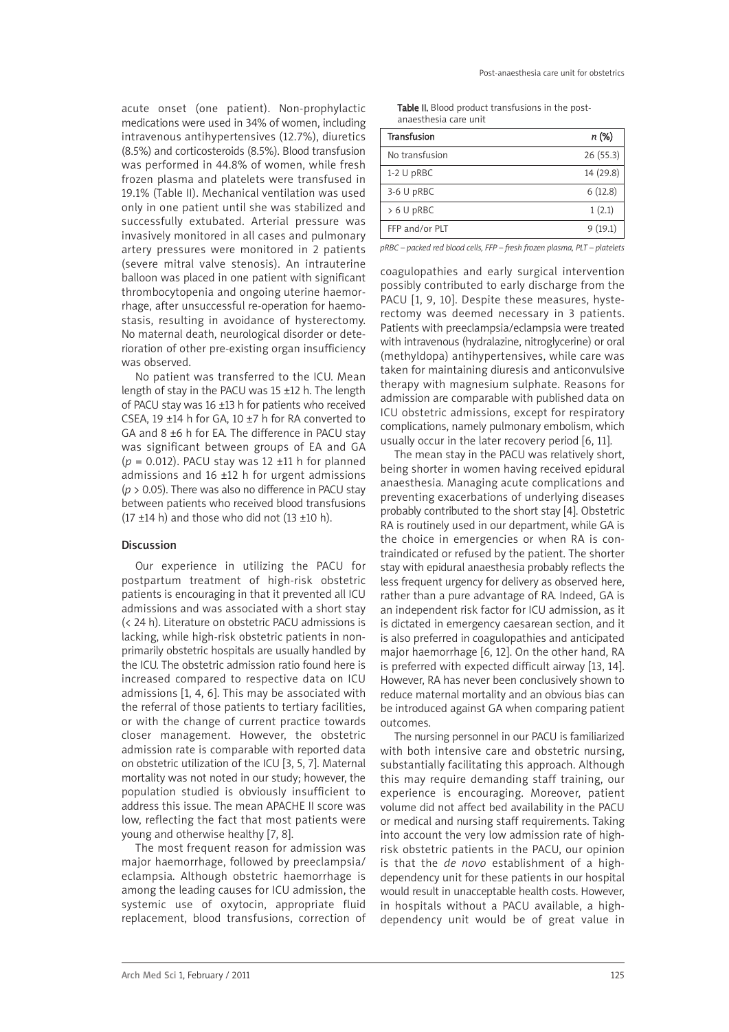acute onset (one patient). Non-prophylactic medications were used in 34% of women, including intravenous antihypertensives (12.7%), diuretics (8.5%) and corticosteroids (8.5%). Blood transfusion was performed in 44.8% of women, while fresh frozen plasma and platelets were transfused in 19.1% (Table II). Mechanical ventilation was used only in one patient until she was stabilized and successfully extubated. Arterial pressure was invasively monitored in all cases and pulmonary artery pressures were monitored in 2 patients (severe mitral valve stenosis). An intrauterine balloon was placed in one patient with significant thrombocytopenia and ongoing uterine haemorrhage, after unsuccessful re-operation for haemostasis, resulting in avoidance of hysterectomy. No maternal death, neurological disorder or deterioration of other pre-existing organ insufficiency was observed.

No patient was transferred to the ICU. Mean length of stay in the PACU was 15 ±12 h. The length of PACU stay was 16 ±13 h for patients who received CSEA, 19 ±14 h for GA, 10 ±7 h for RA converted to GA and 8 ±6 h for EA. The difference in PACU stay was significant between groups of EA and GA ($p = 0.012$). PACU stay was 12 ±11 h for planned admissions and 16 ±12 h for urgent admissions ($p > 0.05$). There was also no difference in PACU stay between patients who received blood transfusions (17 ±14 h) and those who did not (13 ±10 h).

**Table II.** Blood product transfusions in the post-anaesthesia care unit

| Transfusion | *n* (%) |
|---|---|
| No transfusion | 26 (55.3) |
| 1-2 U pRBC | 14 (29.8) |
| 3-6 U pRBC | 6 (12.8) |
| > 6 U pRBC | 1 (2.1) |
| FFP and/or PLT | 9 (19.1) |

*pRBC – packed red blood cells, FFP – fresh frozen plasma, PLT – platelets*

## Discussion

Our experience in utilizing the PACU for postpartum treatment of high-risk obstetric patients is encouraging in that it prevented all ICU admissions and was associated with a short stay (< 24 h). Literature on obstetric PACU admissions is lacking, while high-risk obstetric patients in non-primarily obstetric hospitals are usually handled by the ICU. The obstetric admission ratio found here is increased compared to respective data on ICU admissions [1, 4, 6]. This may be associated with the referral of those patients to tertiary facilities, or with the change of current practice towards closer management. However, the obstetric admission rate is comparable with reported data on obstetric utilization of the ICU [3, 5, 7]. Maternal mortality was not noted in our study; however, the population studied is obviously insufficient to address this issue. The mean APACHE II score was low, reflecting the fact that most patients were young and otherwise healthy [7, 8].

The most frequent reason for admission was major haemorrhage, followed by preeclampsia/eclampsia. Although obstetric haemorrhage is among the leading causes for ICU admission, the systemic use of oxytocin, appropriate fluid replacement, blood transfusions, correction of coagulopathies and early surgical intervention possibly contributed to early discharge from the PACU [1, 9, 10]. Despite these measures, hysterectomy was deemed necessary in 3 patients. Patients with preeclampsia/eclampsia were treated with intravenous (hydralazine, nitroglycerine) or oral (methyldopa) antihypertensives, while care was taken for maintaining diuresis and anticonvulsive therapy with magnesium sulphate. Reasons for admission are comparable with published data on ICU obstetric admissions, except for respiratory complications, namely pulmonary embolism, which usually occur in the later recovery period [6, 11].

The mean stay in the PACU was relatively short, being shorter in women having received epidural anaesthesia. Managing acute complications and preventing exacerbations of underlying diseases probably contributed to the short stay [4]. Obstetric RA is routinely used in our department, while GA is the choice in emergencies or when RA is contraindicated or refused by the patient. The shorter stay with epidural anaesthesia probably reflects the less frequent urgency for delivery as observed here, rather than a pure advantage of RA. Indeed, GA is an independent risk factor for ICU admission, as it is dictated in emergency caesarean section, and it is also preferred in coagulopathies and anticipated major haemorrhage [6, 12]. On the other hand, RA is preferred with expected difficult airway [13, 14]. However, RA has never been conclusively shown to reduce maternal mortality and an obvious bias can be introduced against GA when comparing patient outcomes.

The nursing personnel in our PACU is familiarized with both intensive care and obstetric nursing, substantially facilitating this approach. Although this may require demanding staff training, our experience is encouraging. Moreover, patient volume did not affect bed availability in the PACU or medical and nursing staff requirements. Taking into account the very low admission rate of high-risk obstetric patients in the PACU, our opinion is that the *de novo* establishment of a high-dependency unit for these patients in our hospital would result in unacceptable health costs. However, in hospitals without a PACU available, a high-dependency unit would be of great value in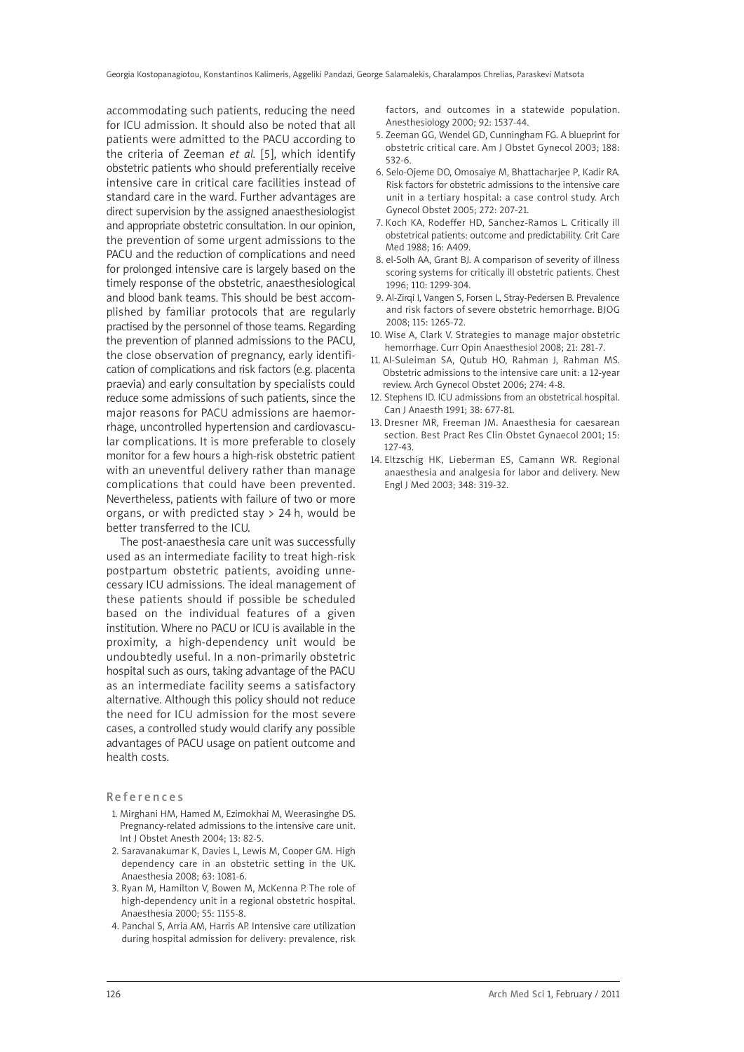accommodating such patients, reducing the need for ICU admission. It should also be noted that all patients were admitted to the PACU according to the criteria of Zeeman *et al.* [5], which identify obstetric patients who should preferentially receive intensive care in critical care facilities instead of standard care in the ward. Further advantages are direct supervision by the assigned anaesthesiologist and appropriate obstetric consultation. In our opinion, the prevention of some urgent admissions to the PACU and the reduction of complications and need for prolonged intensive care is largely based on the timely response of the obstetric, anaesthesiological and blood bank teams. This should be best accomplished by familiar protocols that are regularly practised by the personnel of those teams. Regarding the prevention of planned admissions to the PACU, the close observation of pregnancy, early identification of complications and risk factors (e.g. placenta praevia) and early consultation by specialists could reduce some admissions of such patients, since the major reasons for PACU admissions are haemorrhage, uncontrolled hypertension and cardiovascular complications. It is more preferable to closely monitor for a few hours a high-risk obstetric patient with an uneventful delivery rather than manage complications that could have been prevented. Nevertheless, patients with failure of two or more organs, or with predicted stay > 24 h, would be better transferred to the ICU.

The post-anaesthesia care unit was successfully used as an intermediate facility to treat high-risk postpartum obstetric patients, avoiding unnecessary ICU admissions. The ideal management of these patients should if possible be scheduled based on the individual features of a given institution. Where no PACU or ICU is available in the proximity, a high-dependency unit would be undoubtedly useful. In a non-primarily obstetric hospital such as ours, taking advantage of the PACU as an intermediate facility seems a satisfactory alternative. Although this policy should not reduce the need for ICU admission for the most severe cases, a controlled study would clarify any possible advantages of PACU usage on patient outcome and health costs.

## References

1. Mirghani HM, Hamed M, Ezimokhai M, Weerasinghe DS. Pregnancy-related admissions to the intensive care unit. Int J Obstet Anesth 2004; 13: 82-5.
2. Saravanakumar K, Davies L, Lewis M, Cooper GM. High dependency care in an obstetric setting in the UK. Anaesthesia 2008; 63: 1081-6.
3. Ryan M, Hamilton V, Bowen M, McKenna P. The role of high-dependency unit in a regional obstetric hospital. Anaesthesia 2000; 55: 1155-8.
4. Panchal S, Arria AM, Harris AP. Intensive care utilization during hospital admission for delivery: prevalence, risk factors, and outcomes in a statewide population. Anesthesiology 2000; 92: 1537-44.
5. Zeeman GG, Wendel GD, Cunningham FG. A blueprint for obstetric critical care. Am J Obstet Gynecol 2003; 188: 532-6.
6. Selo-Ojeme DO, Omosaiye M, Bhattacharjee P, Kadir RA. Risk factors for obstetric admissions to the intensive care unit in a tertiary hospital: a case control study. Arch Gynecol Obstet 2005; 272: 207-21.
7. Koch KA, Rodeffer HD, Sanchez-Ramos L. Critically ill obstetrical patients: outcome and predictability. Crit Care Med 1988; 16: A409.
8. el-Solh AA, Grant BJ. A comparison of severity of illness scoring systems for critically ill obstetric patients. Chest 1996; 110: 1299-304.
9. Al-Zirqi I, Vangen S, Forsen L, Stray-Pedersen B. Prevalence and risk factors of severe obstetric hemorrhage. BJOG 2008; 115: 1265-72.
10. Wise A, Clark V. Strategies to manage major obstetric hemorrhage. Curr Opin Anaesthesiol 2008; 21: 281-7.
11. Al-Suleiman SA, Qutub HO, Rahman J, Rahman MS. Obstetric admissions to the intensive care unit: a 12-year review. Arch Gynecol Obstet 2006; 274: 4-8.
12. Stephens ID. ICU admissions from an obstetrical hospital. Can J Anaesth 1991; 38: 677-81.
13. Dresner MR, Freeman JM. Anaesthesia for caesarean section. Best Pract Res Clin Obstet Gynaecol 2001; 15: 127-43.
14. Eltzschig HK, Lieberman ES, Camann WR. Regional anaesthesia and analgesia for labor and delivery. New Engl J Med 2003; 348: 319-32.